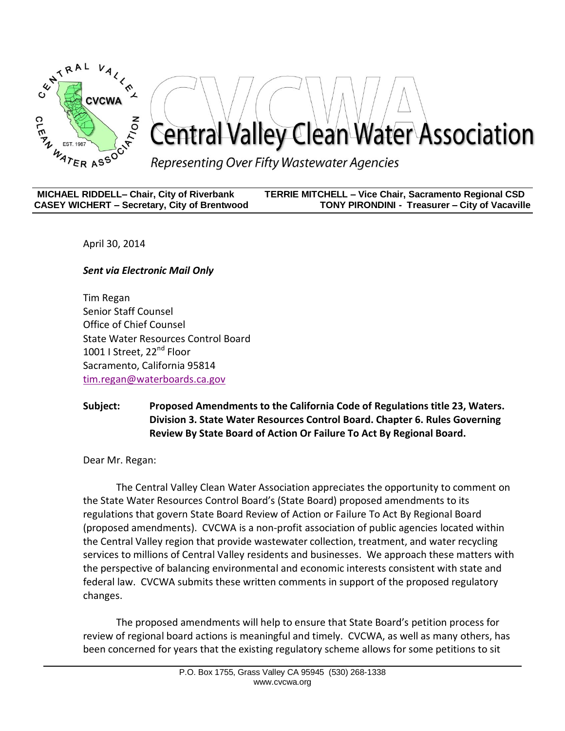# Central Valley Clean Water Association

*Representing Over Fifty Wastewater Agencies*

**MICHAEL RIDDELL– Chair, City of Riverbank** **TERRIE MITCHELL – Vice Chair, Sacramento Regional CSD**
**CASEY WICHERT – Secretary, City of Brentwood** **TONY PIRONDINI - Treasurer – City of Vacaville**

April 30, 2014

***Sent via Electronic Mail Only***

Tim Regan
Senior Staff Counsel
Office of Chief Counsel
State Water Resources Control Board
1001 I Street, 22nd Floor
Sacramento, California 95814
tim.regan@waterboards.ca.gov

**Subject: Proposed Amendments to the California Code of Regulations title 23, Waters. Division 3. State Water Resources Control Board. Chapter 6. Rules Governing Review By State Board of Action Or Failure To Act By Regional Board.**

Dear Mr. Regan:

The Central Valley Clean Water Association appreciates the opportunity to comment on the State Water Resources Control Board's (State Board) proposed amendments to its regulations that govern State Board Review of Action or Failure To Act By Regional Board (proposed amendments). CVCWA is a non-profit association of public agencies located within the Central Valley region that provide wastewater collection, treatment, and water recycling services to millions of Central Valley residents and businesses. We approach these matters with the perspective of balancing environmental and economic interests consistent with state and federal law. CVCWA submits these written comments in support of the proposed regulatory changes.

The proposed amendments will help to ensure that State Board's petition process for review of regional board actions is meaningful and timely. CVCWA, as well as many others, has been concerned for years that the existing regulatory scheme allows for some petitions to sit

P.O. Box 1755, Grass Valley CA 95945 (530) 268-1338
www.cvcwa.org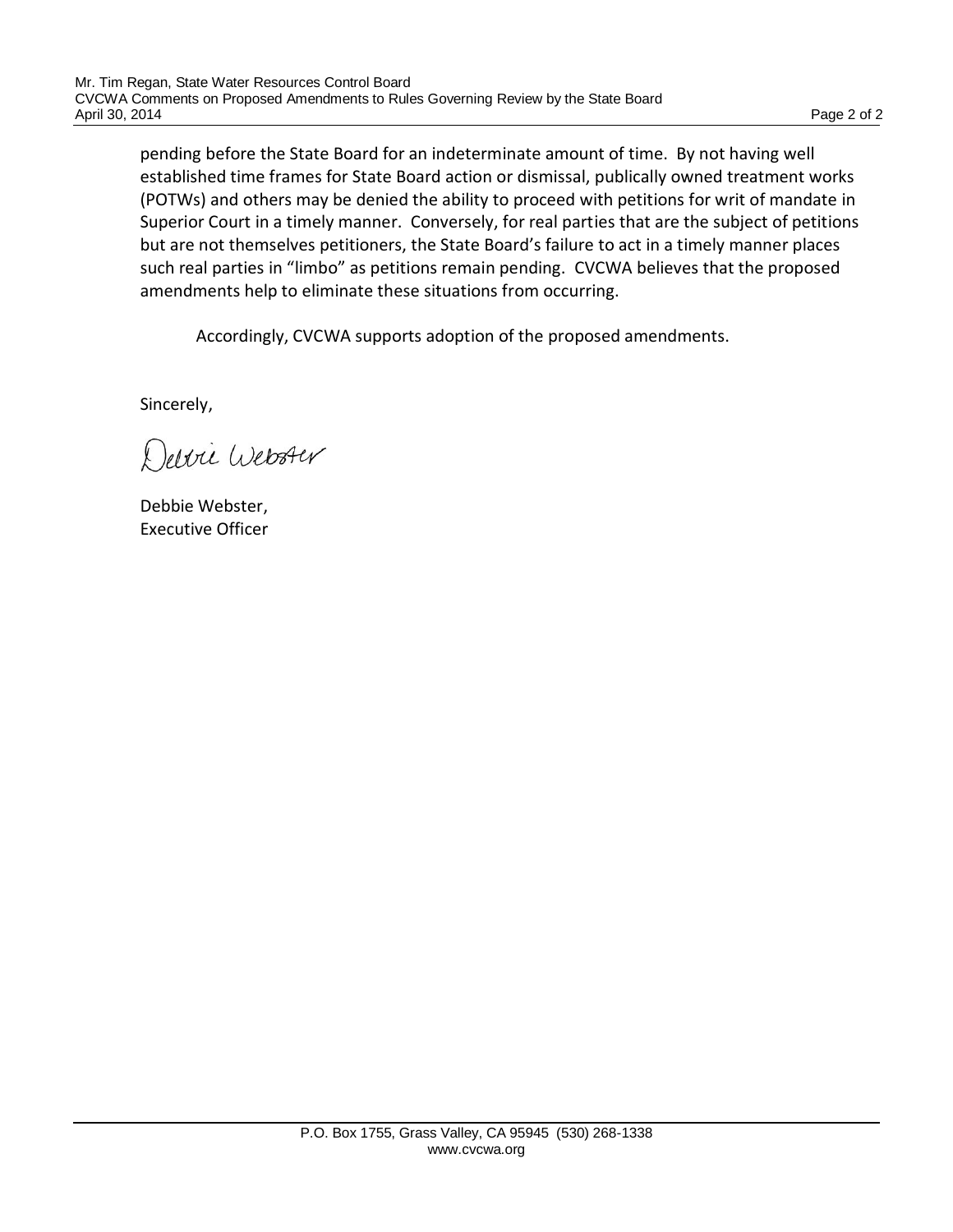pending before the State Board for an indeterminate amount of time. By not having well established time frames for State Board action or dismissal, publically owned treatment works (POTWs) and others may be denied the ability to proceed with petitions for writ of mandate in Superior Court in a timely manner. Conversely, for real parties that are the subject of petitions but are not themselves petitioners, the State Board's failure to act in a timely manner places such real parties in "limbo" as petitions remain pending. CVCWA believes that the proposed amendments help to eliminate these situations from occurring.

Accordingly, CVCWA supports adoption of the proposed amendments.

Sincerely,

Debbie Webster

Debbie Webster,
Executive Officer